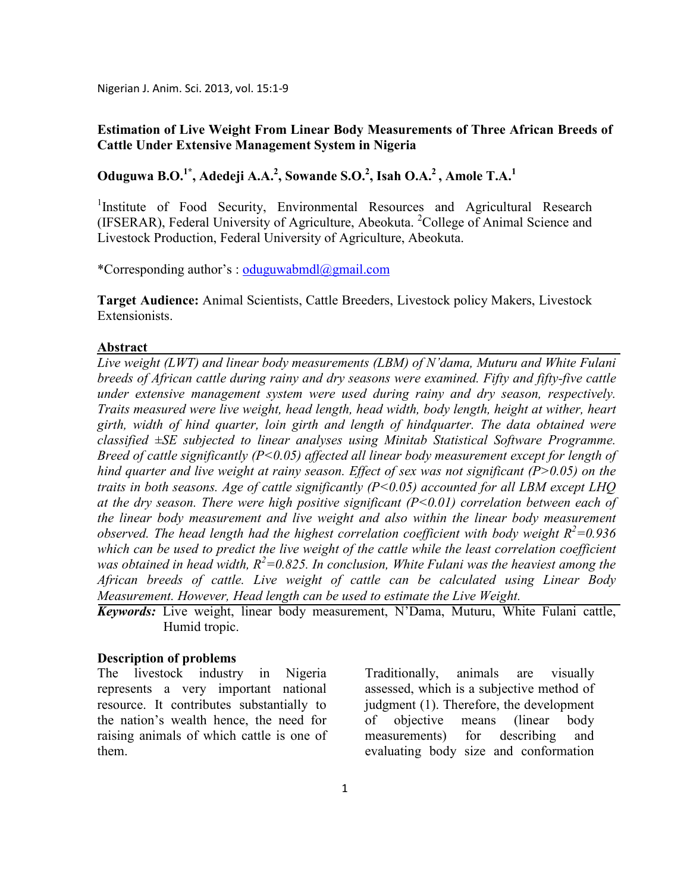# Estimation of Live Weight From Linear Body Measurements of Three African Breeds of Cattle Under Extensive Management System in Nigeria

**Oduguwa B.O.[1*], Adedeji A.A.[2], Sowande S.O.[2], Isah O.A.[2], Amole T.A.[1]**

[1]Institute of Food Security, Environmental Resources and Agricultural Research (IFSERAR), Federal University of Agriculture, Abeokuta. [2]College of Animal Science and Livestock Production, Federal University of Agriculture, Abeokuta.

*Corresponding author's : oduguwabmdl@gmail.com

**Target Audience:** Animal Scientists, Cattle Breeders, Livestock policy Makers, Livestock Extensionists.

## Abstract

*Live weight (LWT) and linear body measurements (LBM) of N'dama, Muturu and White Fulani breeds of African cattle during rainy and dry seasons were examined. Fifty and fifty-five cattle under extensive management system were used during rainy and dry season, respectively. Traits measured were live weight, head length, head width, body length, height at wither, heart girth, width of hind quarter, loin girth and length of hindquarter. The data obtained were classified ±SE subjected to linear analyses using Minitab Statistical Software Programme. Breed of cattle significantly ($P<0.05$) affected all linear body measurement except for length of hind quarter and live weight at rainy season. Effect of sex was not significant ($P>0.05$) on the traits in both seasons. Age of cattle significantly ($P<0.05$) accounted for all LBM except LHQ at the dry season. There were high positive significant ($P<0.01$) correlation between each of the linear body measurement and live weight and also within the linear body measurement observed. The head length had the highest correlation coefficient with body weight $R^2=0.936$ which can be used to predict the live weight of the cattle while the least correlation coefficient was obtained in head width, $R^2=0.825$. In conclusion, White Fulani was the heaviest among the African breeds of cattle. Live weight of cattle can be calculated using Linear Body Measurement. However, Head length can be used to estimate the Live Weight.*

***Keywords:*** Live weight, linear body measurement, N'Dama, Muturu, White Fulani cattle, Humid tropic.

## Description of problems

The livestock industry in Nigeria represents a very important national resource. It contributes substantially to the nation's wealth hence, the need for raising animals of which cattle is one of them.

Traditionally, animals are visually assessed, which is a subjective method of judgment (1). Therefore, the development of objective means (linear body measurements) for describing and evaluating body size and conformation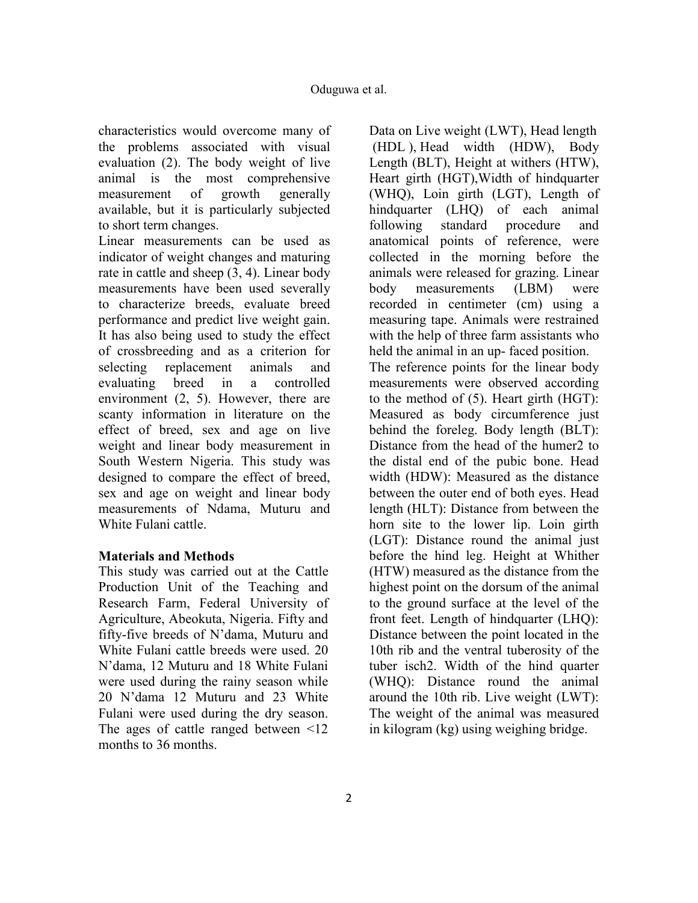characteristics would overcome many of the problems associated with visual evaluation (2). The body weight of live animal is the most comprehensive measurement of growth generally available, but it is particularly subjected to short term changes.

Linear measurements can be used as indicator of weight changes and maturing rate in cattle and sheep (3, 4). Linear body measurements have been used severally to characterize breeds, evaluate breed performance and predict live weight gain. It has also being used to study the effect of crossbreeding and as a criterion for selecting replacement animals and evaluating breed in a controlled environment (2, 5). However, there are scanty information in literature on the effect of breed, sex and age on live weight and linear body measurement in South Western Nigeria. This study was designed to compare the effect of breed, sex and age on weight and linear body measurements of Ndama, Muturu and White Fulani cattle.

## Materials and Methods

This study was carried out at the Cattle Production Unit of the Teaching and Research Farm, Federal University of Agriculture, Abeokuta, Nigeria. Fifty and fifty-five breeds of N'dama, Muturu and White Fulani cattle breeds were used. 20 N'dama, 12 Muturu and 18 White Fulani were used during the rainy season while 20 N'dama 12 Muturu and 23 White Fulani were used during the dry season. The ages of cattle ranged between <12 months to 36 months.

Data on Live weight (LWT), Head length (HDL ), Head width (HDW), Body Length (BLT), Height at withers (HTW), Heart girth (HGT),Width of hindquarter (WHQ), Loin girth (LGT), Length of hindquarter (LHQ) of each animal following standard procedure and anatomical points of reference, were collected in the morning before the animals were released for grazing. Linear body measurements (LBM) were recorded in centimeter (cm) using a measuring tape. Animals were restrained with the help of three farm assistants who held the animal in an up- faced position.

The reference points for the linear body measurements were observed according to the method of (5). Heart girth (HGT): Measured as body circumference just behind the foreleg. Body length (BLT): Distance from the head of the humer2 to the distal end of the pubic bone. Head width (HDW): Measured as the distance between the outer end of both eyes. Head length (HLT): Distance from between the horn site to the lower lip. Loin girth (LGT): Distance round the animal just before the hind leg. Height at Whither (HTW) measured as the distance from the highest point on the dorsum of the animal to the ground surface at the level of the front feet. Length of hindquarter (LHQ): Distance between the point located in the 10th rib and the ventral tuberosity of the tuber isch2. Width of the hind quarter (WHQ): Distance round the animal around the 10th rib. Live weight (LWT): The weight of the animal was measured in kilogram (kg) using weighing bridge.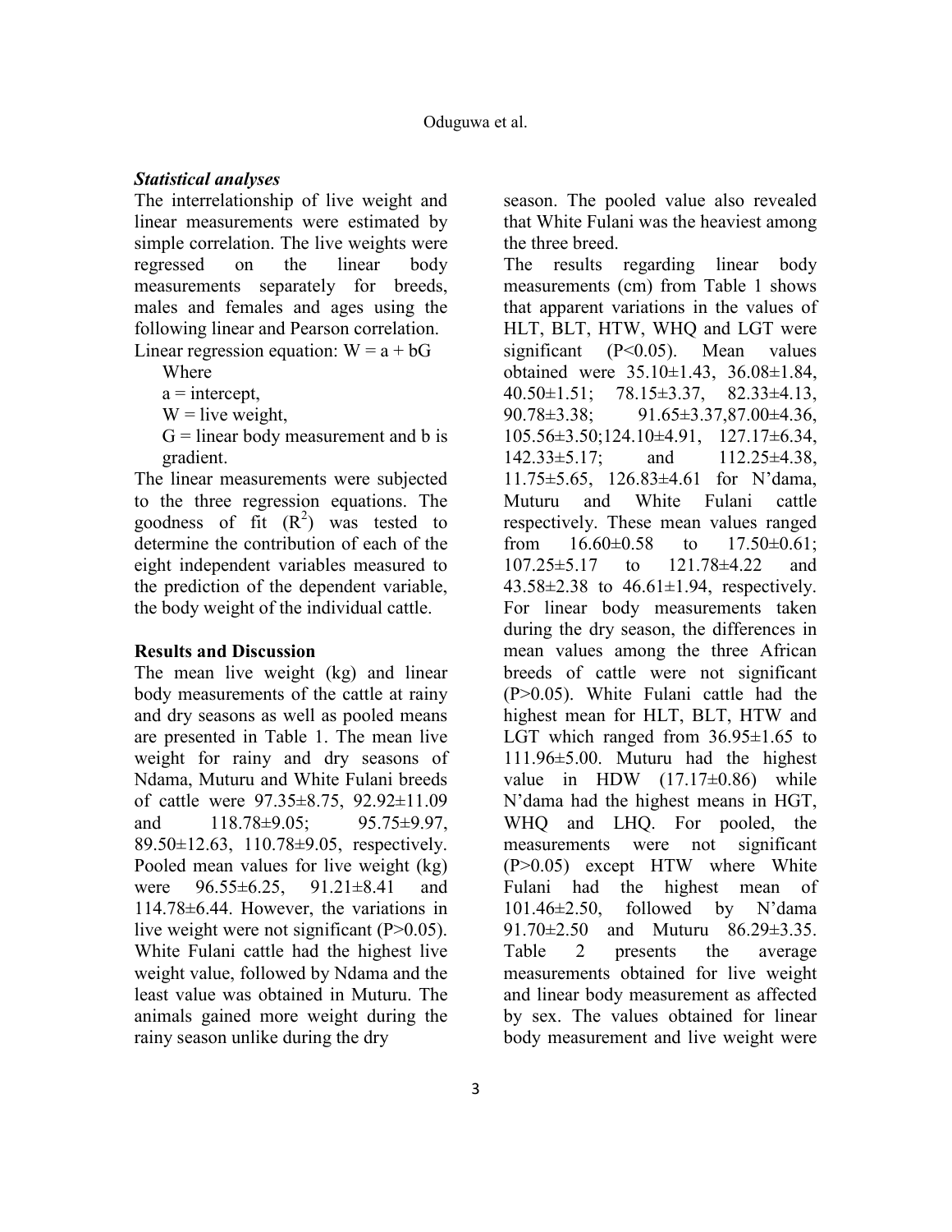### *Statistical analyses*

The interrelationship of live weight and linear measurements were estimated by simple correlation. The live weights were regressed on the linear body measurements separately for breeds, males and females and ages using the following linear and Pearson correlation.

Linear regression equation: $W = a + bG$

Where

$a$ = intercept,

$W$ = live weight,

$G$ = linear body measurement and $b$ is gradient.

The linear measurements were subjected to the three regression equations. The goodness of fit ($R^2$) was tested to determine the contribution of each of the eight independent variables measured to the prediction of the dependent variable, the body weight of the individual cattle.

## Results and Discussion

The mean live weight (kg) and linear body measurements of the cattle at rainy and dry seasons as well as pooled means are presented in Table 1. The mean live weight for rainy and dry seasons of Ndama, Muturu and White Fulani breeds of cattle were 97.35±8.75, 92.92±11.09 and 118.78±9.05; 95.75±9.97, 89.50±12.63, 110.78±9.05, respectively. Pooled mean values for live weight (kg) were 96.55±6.25, 91.21±8.41 and 114.78±6.44. However, the variations in live weight were not significant (P>0.05). White Fulani cattle had the highest live weight value, followed by Ndama and the least value was obtained in Muturu. The animals gained more weight during the rainy season unlike during the dry season. The pooled value also revealed that White Fulani was the heaviest among the three breed.

The results regarding linear body measurements (cm) from Table 1 shows that apparent variations in the values of HLT, BLT, HTW, WHQ and LGT were significant (P<0.05). Mean values obtained were 35.10±1.43, 36.08±1.84, 40.50±1.51; 78.15±3.37, 82.33±4.13, 90.78±3.38; 91.65±3.37,87.00±4.36, 105.56±3.50;124.10±4.91, 127.17±6.34, 142.33±5.17; and 112.25±4.38, 11.75±5.65, 126.83±4.61 for N'dama, Muturu and White Fulani cattle respectively. These mean values ranged from 16.60±0.58 to 17.50±0.61; 107.25±5.17 to 121.78±4.22 and 43.58±2.38 to 46.61±1.94, respectively. For linear body measurements taken during the dry season, the differences in mean values among the three African breeds of cattle were not significant (P>0.05). White Fulani cattle had the highest mean for HLT, BLT, HTW and LGT which ranged from 36.95±1.65 to 111.96±5.00. Muturu had the highest value in HDW (17.17±0.86) while N'dama had the highest means in HGT, WHQ and LHQ. For pooled, the measurements were not significant (P>0.05) except HTW where White Fulani had the highest mean of 101.46±2.50, followed by N'dama 91.70±2.50 and Muturu 86.29±3.35. Table 2 presents the average measurements obtained for live weight and linear body measurement as affected by sex. The values obtained for linear body measurement and live weight were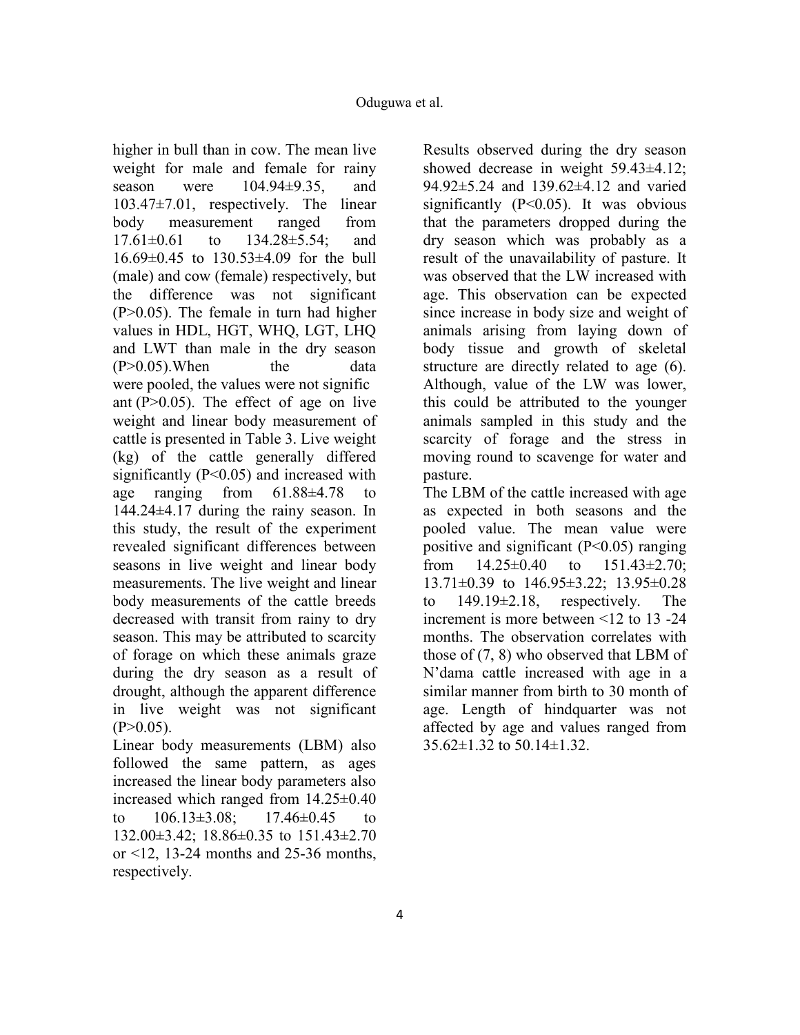higher in bull than in cow. The mean live weight for male and female for rainy season were 104.94±9.35, and 103.47±7.01, respectively. The linear body measurement ranged from 17.61±0.61 to 134.28±5.54; and 16.69±0.45 to 130.53±4.09 for the bull (male) and cow (female) respectively, but the difference was not significant (P>0.05). The female in turn had higher values in HDL, HGT, WHQ, LGT, LHQ and LWT than male in the dry season (P>0.05).When the data were pooled, the values were not significant (P>0.05). The effect of age on live weight and linear body measurement of cattle is presented in Table 3. Live weight (kg) of the cattle generally differed significantly (P<0.05) and increased with age ranging from 61.88±4.78 to 144.24±4.17 during the rainy season. In this study, the result of the experiment revealed significant differences between seasons in live weight and linear body measurements. The live weight and linear body measurements of the cattle breeds decreased with transit from rainy to dry season. This may be attributed to scarcity of forage on which these animals graze during the dry season as a result of drought, although the apparent difference in live weight was not significant (P>0.05).

Linear body measurements (LBM) also followed the same pattern, as ages increased the linear body parameters also increased which ranged from 14.25±0.40 to 106.13±3.08; 17.46±0.45 to 132.00±3.42; 18.86±0.35 to 151.43±2.70 or <12, 13-24 months and 25-36 months, respectively.

Results observed during the dry season showed decrease in weight 59.43±4.12; 94.92±5.24 and 139.62±4.12 and varied significantly (P<0.05). It was obvious that the parameters dropped during the dry season which was probably as a result of the unavailability of pasture. It was observed that the LW increased with age. This observation can be expected since increase in body size and weight of animals arising from laying down of body tissue and growth of skeletal structure are directly related to age (6). Although, value of the LW was lower, this could be attributed to the younger animals sampled in this study and the scarcity of forage and the stress in moving round to scavenge for water and pasture.

The LBM of the cattle increased with age as expected in both seasons and the pooled value. The mean value were positive and significant (P<0.05) ranging from 14.25±0.40 to 151.43±2.70; 13.71±0.39 to 146.95±3.22; 13.95±0.28 to 149.19±2.18, respectively. The increment is more between <12 to 13 -24 months. The observation correlates with those of (7, 8) who observed that LBM of N'dama cattle increased with age in a similar manner from birth to 30 month of age. Length of hindquarter was not affected by age and values ranged from 35.62±1.32 to 50.14±1.32.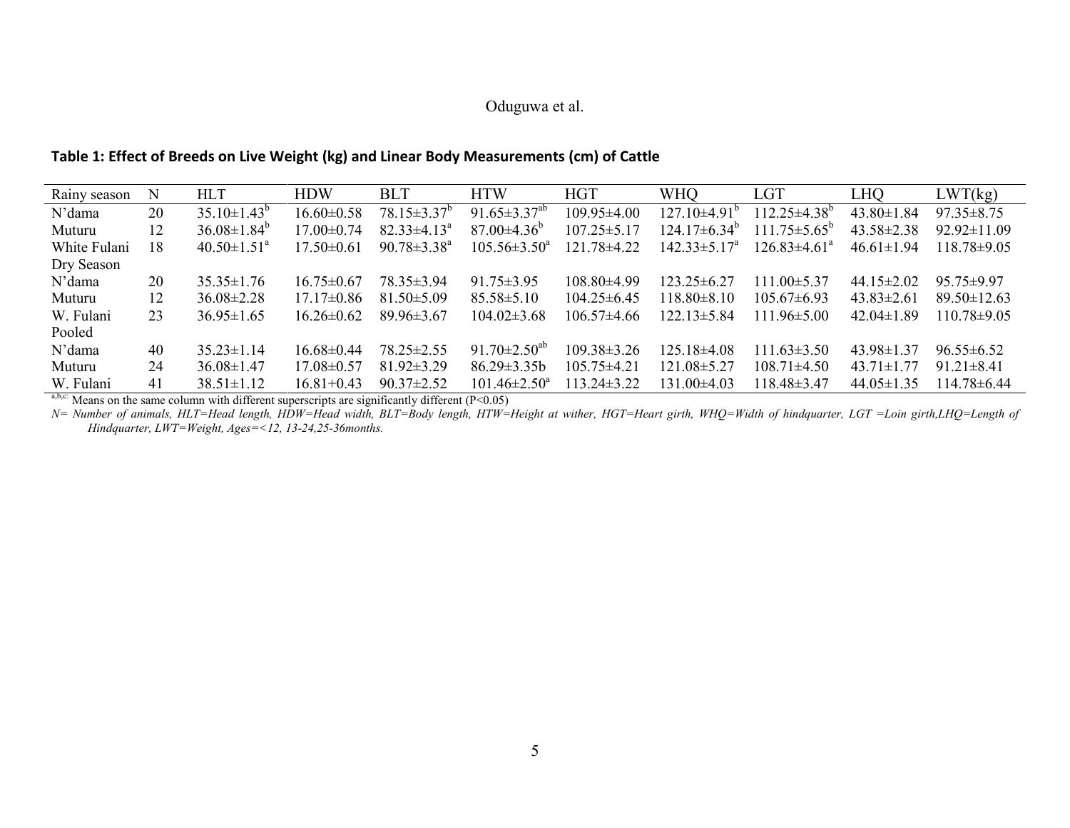**Table 1: Effect of Breeds on Live Weight (kg) and Linear Body Measurements (cm) of Cattle**

| Rainy season | N | HLT | HDW | BLT | HTW | HGT | WHQ | LGT | LHQ | LWT(kg) |
|---|---|---|---|---|---|---|---|---|---|---|
| N'dama | 20 | 35.10±1.43[b] | 16.60±0.58 | 78.15±3.37[b] | 91.65±3.37[ab] | 109.95±4.00 | 127.10±4.91[b] | 112.25±4.38[b] | 43.80±1.84 | 97.35±8.75 |
| Muturu | 12 | 36.08±1.84[b] | 17.00±0.74 | 82.33±4.13[a] | 87.00±4.36[b] | 107.25±5.17 | 124.17±6.34[b] | 111.75±5.65[b] | 43.58±2.38 | 92.92±11.09 |
| White Fulani | 18 | 40.50±1.51[a] | 17.50±0.61 | 90.78±3.38[a] | 105.56±3.50[a] | 121.78±4.22 | 142.33±5.17[a] | 126.83±4.61[a] | 46.61±1.94 | 118.78±9.05 |
| Dry Season | | | | | | | | | | |
| N'dama | 20 | 35.35±1.76 | 16.75±0.67 | 78.35±3.94 | 91.75±3.95 | 108.80±4.99 | 123.25±6.27 | 111.00±5.37 | 44.15±2.02 | 95.75±9.97 |
| Muturu | 12 | 36.08±2.28 | 17.17±0.86 | 81.50±5.09 | 85.58±5.10 | 104.25±6.45 | 118.80±8.10 | 105.67±6.93 | 43.83±2.61 | 89.50±12.63 |
| W. Fulani | 23 | 36.95±1.65 | 16.26±0.62 | 89.96±3.67 | 104.02±3.68 | 106.57±4.66 | 122.13±5.84 | 111.96±5.00 | 42.04±1.89 | 110.78±9.05 |
| Pooled | | | | | | | | | | |
| N'dama | 40 | 35.23±1.14 | 16.68±0.44 | 78.25±2.55 | 91.70±2.50[ab] | 109.38±3.26 | 125.18±4.08 | 111.63±3.50 | 43.98±1.37 | 96.55±6.52 |
| Muturu | 24 | 36.08±1.47 | 17.08±0.57 | 81.92±3.29 | 86.29±3.35b | 105.75±4.21 | 121.08±5.27 | 108.71±4.50 | 43.71±1.77 | 91.21±8.41 |
| W. Fulani | 41 | 38.51±1.12 | 16.81+0.43 | 90.37±2.52 | 101.46±2.50[a] | 113.24±3.22 | 131.00±4.03 | 118.48±3.47 | 44.05±1.35 | 114.78±6.44 |

[a,b,c:] Means on the same column with different superscripts are significantly different ($P<0.05$)

*N= Number of animals, HLT=Head length, HDW=Head width, BLT=Body length, HTW=Height at wither, HGT=Heart girth, WHQ=Width of hindquarter, LGT =Loin girth,LHQ=Length of Hindquarter, LWT=Weight, Ages=<12, 13-24,25-36months.*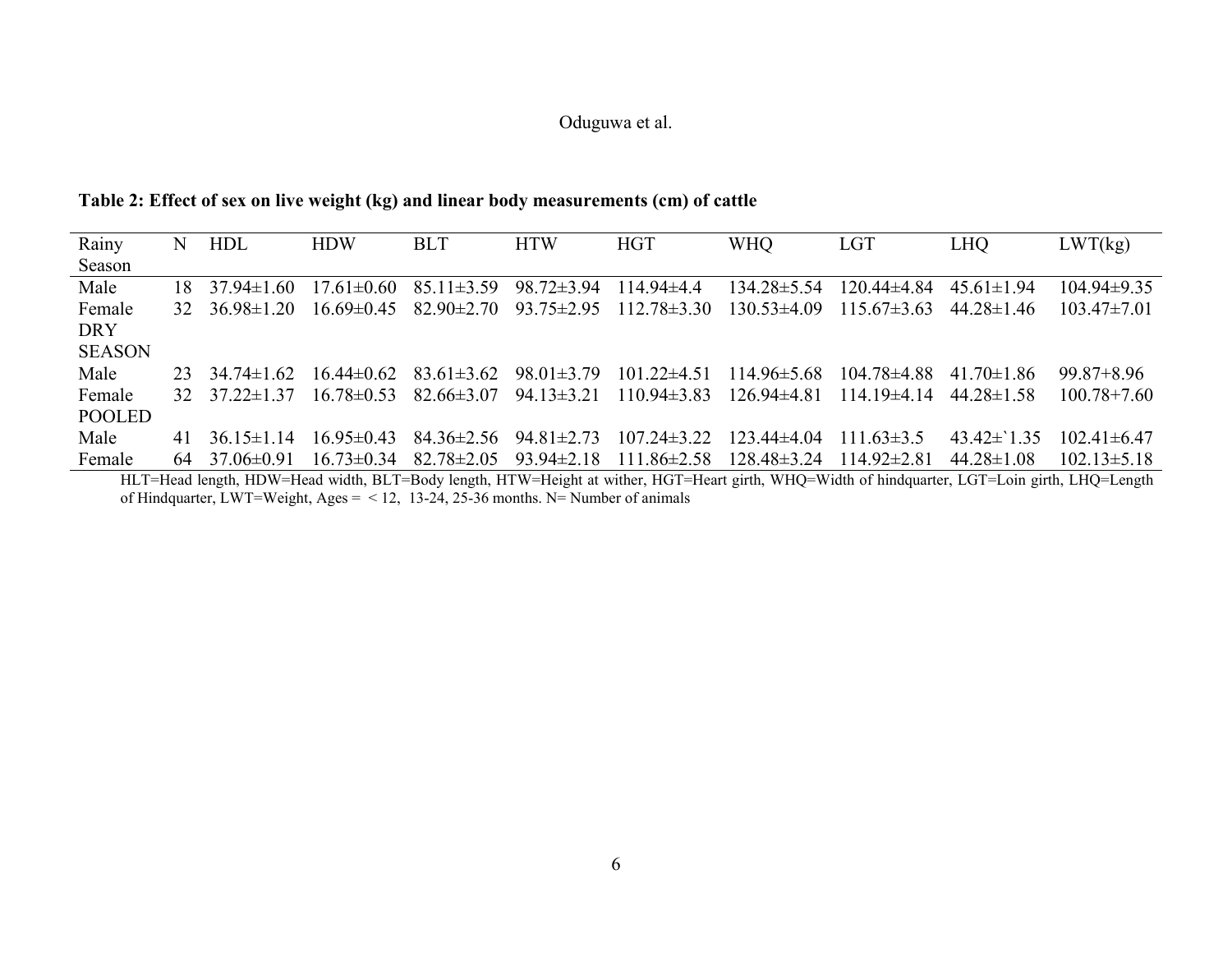**Table 2: Effect of sex on live weight (kg) and linear body measurements (cm) of cattle**

| Rainy Season | N | HDL | HDW | BLT | HTW | HGT | WHQ | LGT | LHQ | LWT(kg) |
|---|---|---|---|---|---|---|---|---|---|---|
| Male | 18 | 37.94±1.60 | 17.61±0.60 | 85.11±3.59 | 98.72±3.94 | 114.94±4.4 | 134.28±5.54 | 120.44±4.84 | 45.61±1.94 | 104.94±9.35 |
| Female | 32 | 36.98±1.20 | 16.69±0.45 | 82.90±2.70 | 93.75±2.95 | 112.78±3.30 | 130.53±4.09 | 115.67±3.63 | 44.28±1.46 | 103.47±7.01 |
| DRY SEASON | | | | | | | | | | |
| Male | 23 | 34.74±1.62 | 16.44±0.62 | 83.61±3.62 | 98.01±3.79 | 101.22±4.51 | 114.96±5.68 | 104.78±4.88 | 41.70±1.86 | 99.87+8.96 |
| Female | 32 | 37.22±1.37 | 16.78±0.53 | 82.66±3.07 | 94.13±3.21 | 110.94±3.83 | 126.94±4.81 | 114.19±4.14 | 44.28±1.58 | 100.78+7.60 |
| POOLED | | | | | | | | | | |
| Male | 41 | 36.15±1.14 | 16.95±0.43 | 84.36±2.56 | 94.81±2.73 | 107.24±3.22 | 123.44±4.04 | 111.63±3.5 | 43.42±`1.35 | 102.41±6.47 |
| Female | 64 | 37.06±0.91 | 16.73±0.34 | 82.78±2.05 | 93.94±2.18 | 111.86±2.58 | 128.48±3.24 | 114.92±2.81 | 44.28±1.08 | 102.13±5.18 |

HLT=Head length, HDW=Head width, BLT=Body length, HTW=Height at wither, HGT=Heart girth, WHQ=Width of hindquarter, LGT=Loin girth, LHQ=Length of Hindquarter, LWT=Weight, Ages = < 12, 13-24, 25-36 months. N= Number of animals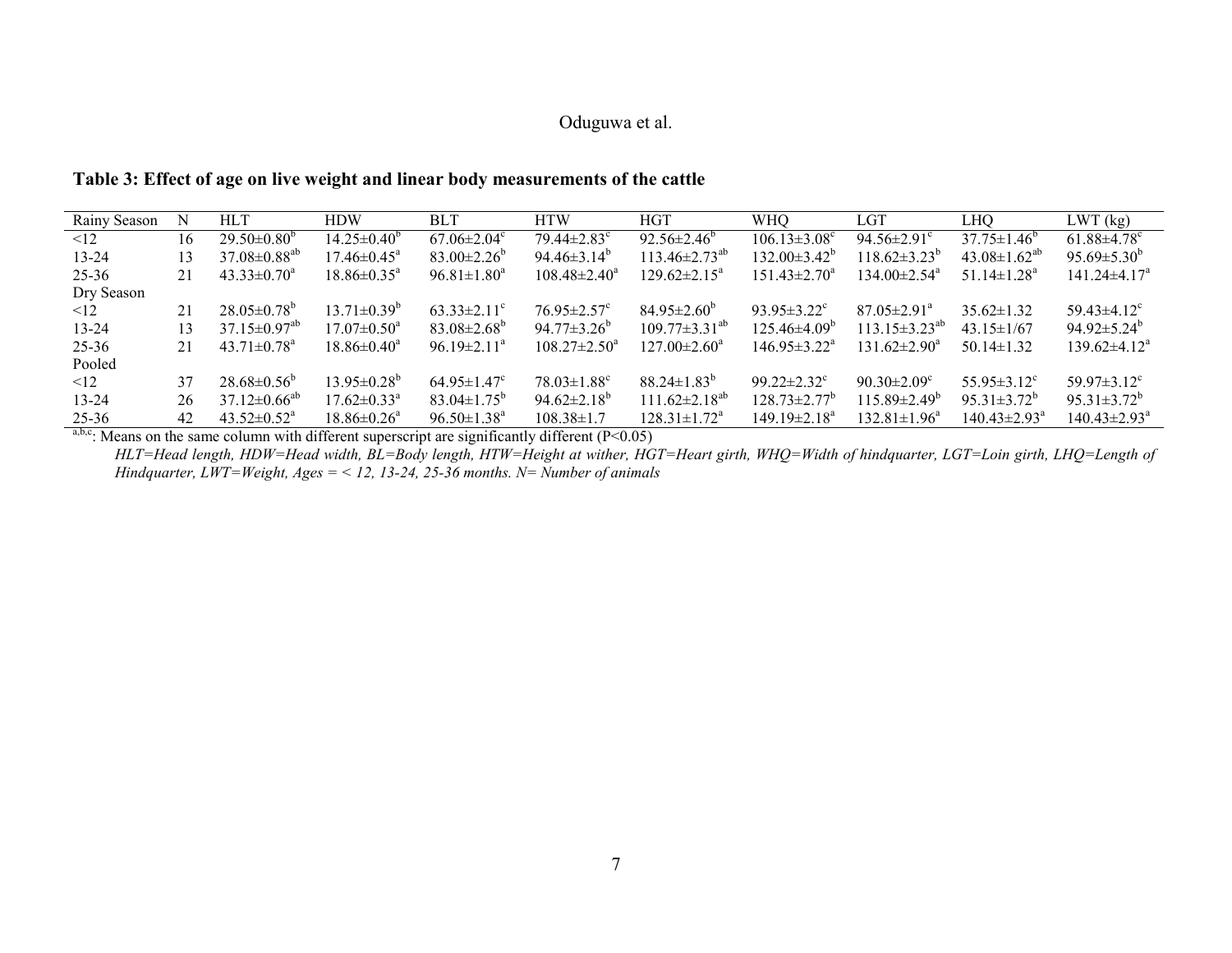**Table 3: Effect of age on live weight and linear body measurements of the cattle**

| Rainy Season | N | HLT | HDW | BLT | HTW | HGT | WHQ | LGT | LHQ | LWT (kg) |
|---|---|---|---|---|---|---|---|---|---|---|
| <12 | 16 | 29.50±0.80$^{b}$ | 14.25±0.40$^{b}$ | 67.06±2.04$^{c}$ | 79.44±2.83$^{c}$ | 92.56±2.46$^{b}$ | 106.13±3.08$^{c}$ | 94.56±2.91$^{c}$ | 37.75±1.46$^{b}$ | 61.88±4.78$^{c}$ |
| 13-24 | 13 | 37.08±0.88$^{ab}$ | 17.46±0.45$^{a}$ | 83.00±2.26$^{b}$ | 94.46±3.14$^{b}$ | 113.46±2.73$^{ab}$ | 132.00±3.42$^{b}$ | 118.62±3.23$^{b}$ | 43.08±1.62$^{ab}$ | 95.69±5.30$^{b}$ |
| 25-36 | 21 | 43.33±0.70$^{a}$ | 18.86±0.35$^{a}$ | 96.81±1.80$^{a}$ | 108.48±2.40$^{a}$ | 129.62±2.15$^{a}$ | 151.43±2.70$^{a}$ | 134.00±2.54$^{a}$ | 51.14±1.28$^{a}$ | 141.24±4.17$^{a}$ |
| Dry Season | | | | | | | | | | |
| <12 | 21 | 28.05±0.78$^{b}$ | 13.71±0.39$^{b}$ | 63.33±2.11$^{c}$ | 76.95±2.57$^{c}$ | 84.95±2.60$^{b}$ | 93.95±3.22$^{c}$ | 87.05±2.91$^{a}$ | 35.62±1.32 | 59.43±4.12$^{c}$ |
| 13-24 | 13 | 37.15±0.97$^{ab}$ | 17.07±0.50$^{a}$ | 83.08±2.68$^{b}$ | 94.77±3.26$^{b}$ | 109.77±3.31$^{ab}$ | 125.46±4.09$^{b}$ | 113.15±3.23$^{ab}$ | 43.15±1/67 | 94.92±5.24$^{b}$ |
| 25-36 | 21 | 43.71±0.78$^{a}$ | 18.86±0.40$^{a}$ | 96.19±2.11$^{a}$ | 108.27±2.50$^{a}$ | 127.00±2.60$^{a}$ | 146.95±3.22$^{a}$ | 131.62±2.90$^{a}$ | 50.14±1.32 | 139.62±4.12$^{a}$ |
| Pooled | | | | | | | | | | |
| <12 | 37 | 28.68±0.56$^{b}$ | 13.95±0.28$^{b}$ | 64.95±1.47$^{c}$ | 78.03±1.88$^{c}$ | 88.24±1.83$^{b}$ | 99.22±2.32$^{c}$ | 90.30±2.09$^{c}$ | 55.95±3.12$^{c}$ | 59.97±3.12$^{c}$ |
| 13-24 | 26 | 37.12±0.66$^{ab}$ | 17.62±0.33$^{a}$ | 83.04±1.75$^{b}$ | 94.62±2.18$^{b}$ | 111.62±2.18$^{ab}$ | 128.73±2.77$^{b}$ | 115.89±2.49$^{b}$ | 95.31±3.72$^{b}$ | 95.31±3.72$^{b}$ |
| 25-36 | 42 | 43.52±0.52$^{a}$ | 18.86±0.26$^{a}$ | 96.50±1.38$^{a}$ | 108.38±1.7 | 128.31±1.72$^{a}$ | 149.19±2.18$^{a}$ | 132.81±1.96$^{a}$ | 140.43±2.93$^{a}$ | 140.43±2.93$^{a}$ |

$^{a,b,c}$: Means on the same column with different superscript are significantly different (P<0.05)

*HLT=Head length, HDW=Head width, BL=Body length, HTW=Height at wither, HGT=Heart girth, WHQ=Width of hindquarter, LGT=Loin girth, LHQ=Length of Hindquarter, LWT=Weight, Ages = < 12, 13-24, 25-36 months. N= Number of animals*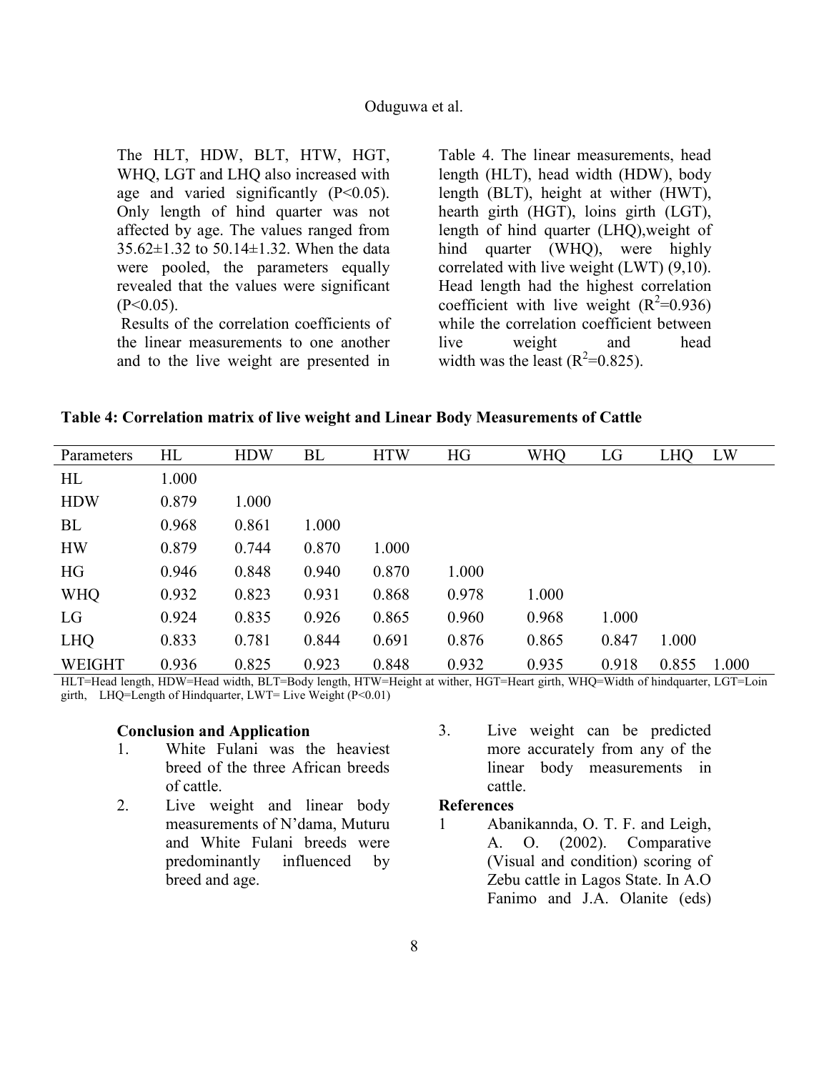The HLT, HDW, BLT, HTW, HGT, WHQ, LGT and LHQ also increased with age and varied significantly ($P<0.05$). Only length of hind quarter was not affected by age. The values ranged from 35.62±1.32 to 50.14±1.32. When the data were pooled, the parameters equally revealed that the values were significant ($P<0.05$).

Results of the correlation coefficients of the linear measurements to one another and to the live weight are presented in Table 4. The linear measurements, head length (HLT), head width (HDW), body length (BLT), height at wither (HWT), hearth girth (HGT), loins girth (LGT), length of hind quarter (LHQ),weight of hind quarter (WHQ), were highly correlated with live weight (LWT) (9,10). Head length had the highest correlation coefficient with live weight ($R^2$=0.936) while the correlation coefficient between live weight and head width was the least ($R^2$=0.825).

**Table 4: Correlation matrix of live weight and Linear Body Measurements of Cattle**

| Parameters | HL | HDW | BL | HTW | HG | WHQ | LG | LHQ | LW |
|---|---|---|---|---|---|---|---|---|---|
| HL | 1.000 | | | | | | | | |
| HDW | 0.879 | 1.000 | | | | | | | |
| BL | 0.968 | 0.861 | 1.000 | | | | | | |
| HW | 0.879 | 0.744 | 0.870 | 1.000 | | | | | |
| HG | 0.946 | 0.848 | 0.940 | 0.870 | 1.000 | | | | |
| WHQ | 0.932 | 0.823 | 0.931 | 0.868 | 0.978 | 1.000 | | | |
| LG | 0.924 | 0.835 | 0.926 | 0.865 | 0.960 | 0.968 | 1.000 | | |
| LHQ | 0.833 | 0.781 | 0.844 | 0.691 | 0.876 | 0.865 | 0.847 | 1.000 | |
| WEIGHT | 0.936 | 0.825 | 0.923 | 0.848 | 0.932 | 0.935 | 0.918 | 0.855 | 1.000 |

HLT=Head length, HDW=Head width, BLT=Body length, HTW=Height at wither, HGT=Heart girth, WHQ=Width of hindquarter, LGT=Loin girth, LHQ=Length of Hindquarter, LWT= Live Weight ($P<0.01$)

**Conclusion and Application**

1. White Fulani was the heaviest breed of the three African breeds of cattle.
2. Live weight and linear body measurements of N'dama, Muturu and White Fulani breeds were predominantly influenced by breed and age.
3. Live weight can be predicted more accurately from any of the linear body measurements in cattle.

**References**

1 Abanikannda, O. T. F. and Leigh, A. O. (2002). Comparative (Visual and condition) scoring of Zebu cattle in Lagos State. In A.O Fanimo and J.A. Olanite (eds)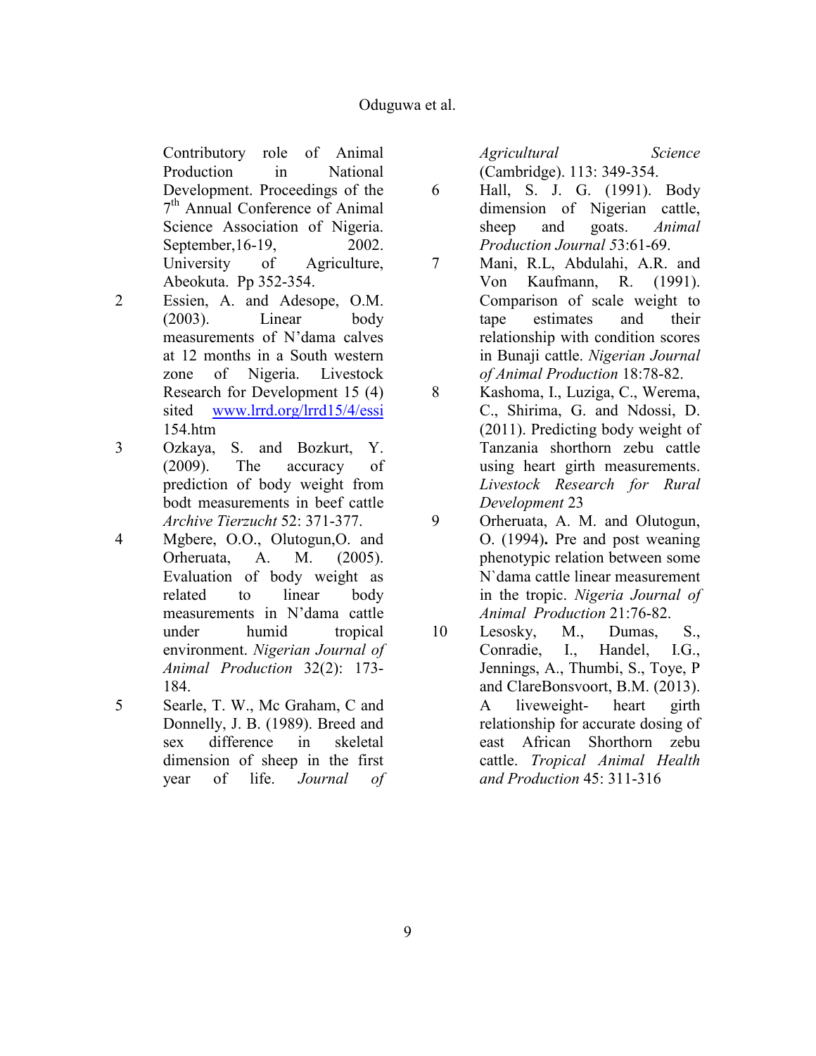Contributory role of Animal Production in National Development. Proceedings of the 7th Annual Conference of Animal Science Association of Nigeria. September,16-19, 2002. University of Agriculture, Abeokuta. Pp 352-354.

2 Essien, A. and Adesope, O.M. (2003). Linear body measurements of N'dama calves at 12 months in a South western zone of Nigeria. Livestock Research for Development 15 (4) sited www.lrrd.org/lrrd15/4/essi154.htm

3 Ozkaya, S. and Bozkurt, Y. (2009). The accuracy of prediction of body weight from bodt measurements in beef cattle *Archive Tierzucht* 52: 371-377.

4 Mgbere, O.O., Olutogun,O. and Orheruata, A. M. (2005). Evaluation of body weight as related to linear body measurements in N'dama cattle under humid tropical environment. *Nigerian Journal of Animal Production* 32(2): 173-184.

5 Searle, T. W., Mc Graham, C and Donnelly, J. B. (1989). Breed and sex difference in skeletal dimension of sheep in the first year of life. *Journal of Agricultural Science* (Cambridge). 113: 349-354.

6 Hall, S. J. G. (1991). Body dimension of Nigerian cattle, sheep and goats. *Animal Production Journal* 53:61-69.

7 Mani, R.L, Abdulahi, A.R. and Von Kaufmann, R. (1991). Comparison of scale weight to tape estimates and their relationship with condition scores in Bunaji cattle. *Nigerian Journal of Animal Production* 18:78-82.

8 Kashoma, I., Luziga, C., Werema, C., Shirima, G. and Ndossi, D. (2011). Predicting body weight of Tanzania shorthorn zebu cattle using heart girth measurements. *Livestock Research for Rural Development* 23

9 Orheruata, A. M. and Olutogun, O. (1994). Pre and post weaning phenotypic relation between some N`dama cattle linear measurement in the tropic. *Nigeria Journal of Animal Production* 21:76-82.

10 Lesosky, M., Dumas, S., Conradie, I., Handel, I.G., Jennings, A., Thumbi, S., Toye, P and ClareBonsvoort, B.M. (2013). A liveweight- heart girth relationship for accurate dosing of east African Shorthorn zebu cattle. *Tropical Animal Health and Production* 45: 311-316